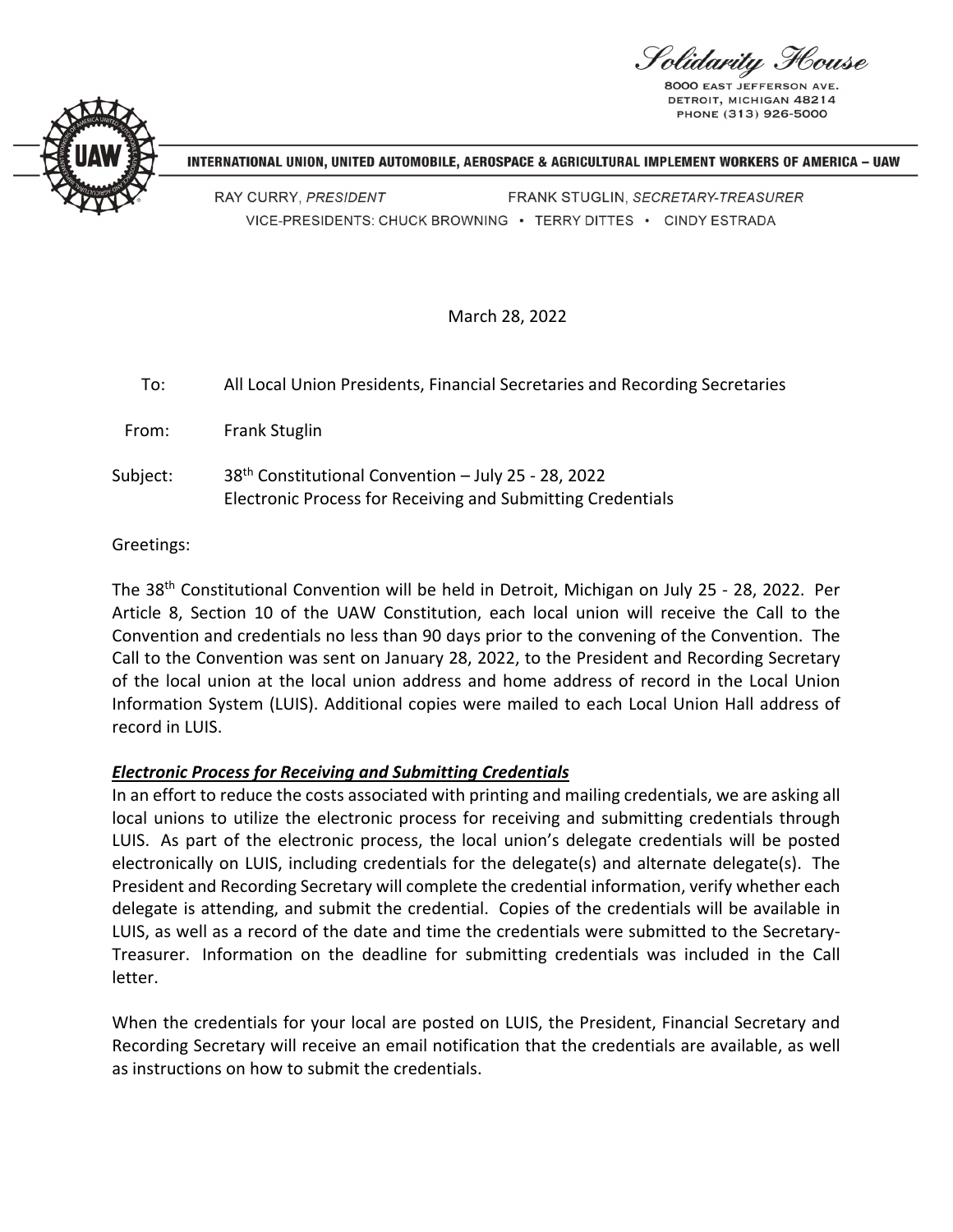Solidarity House
8000 EAST JEFFERSON AVE.
DETROIT, MICHIGAN 48214
PHONE (313) 926-5000

INTERNATIONAL UNION, UNITED AUTOMOBILE, AEROSPACE & AGRICULTURAL IMPLEMENT WORKERS OF AMERICA – UAW

RAY CURRY, *PRESIDENT* FRANK STUGLIN, *SECRETARY-TREASURER*
VICE-PRESIDENTS: CHUCK BROWNING • TERRY DITTES • CINDY ESTRADA

March 28, 2022

To: All Local Union Presidents, Financial Secretaries and Recording Secretaries

From: Frank Stuglin

Subject: 38th Constitutional Convention – July 25 - 28, 2022
Electronic Process for Receiving and Submitting Credentials

Greetings:

The 38th Constitutional Convention will be held in Detroit, Michigan on July 25 - 28, 2022. Per Article 8, Section 10 of the UAW Constitution, each local union will receive the Call to the Convention and credentials no less than 90 days prior to the convening of the Convention. The Call to the Convention was sent on January 28, 2022, to the President and Recording Secretary of the local union at the local union address and home address of record in the Local Union Information System (LUIS). Additional copies were mailed to each Local Union Hall address of record in LUIS.

***Electronic Process for Receiving and Submitting Credentials***

In an effort to reduce the costs associated with printing and mailing credentials, we are asking all local unions to utilize the electronic process for receiving and submitting credentials through LUIS. As part of the electronic process, the local union's delegate credentials will be posted electronically on LUIS, including credentials for the delegate(s) and alternate delegate(s). The President and Recording Secretary will complete the credential information, verify whether each delegate is attending, and submit the credential. Copies of the credentials will be available in LUIS, as well as a record of the date and time the credentials were submitted to the Secretary-Treasurer. Information on the deadline for submitting credentials was included in the Call letter.

When the credentials for your local are posted on LUIS, the President, Financial Secretary and Recording Secretary will receive an email notification that the credentials are available, as well as instructions on how to submit the credentials.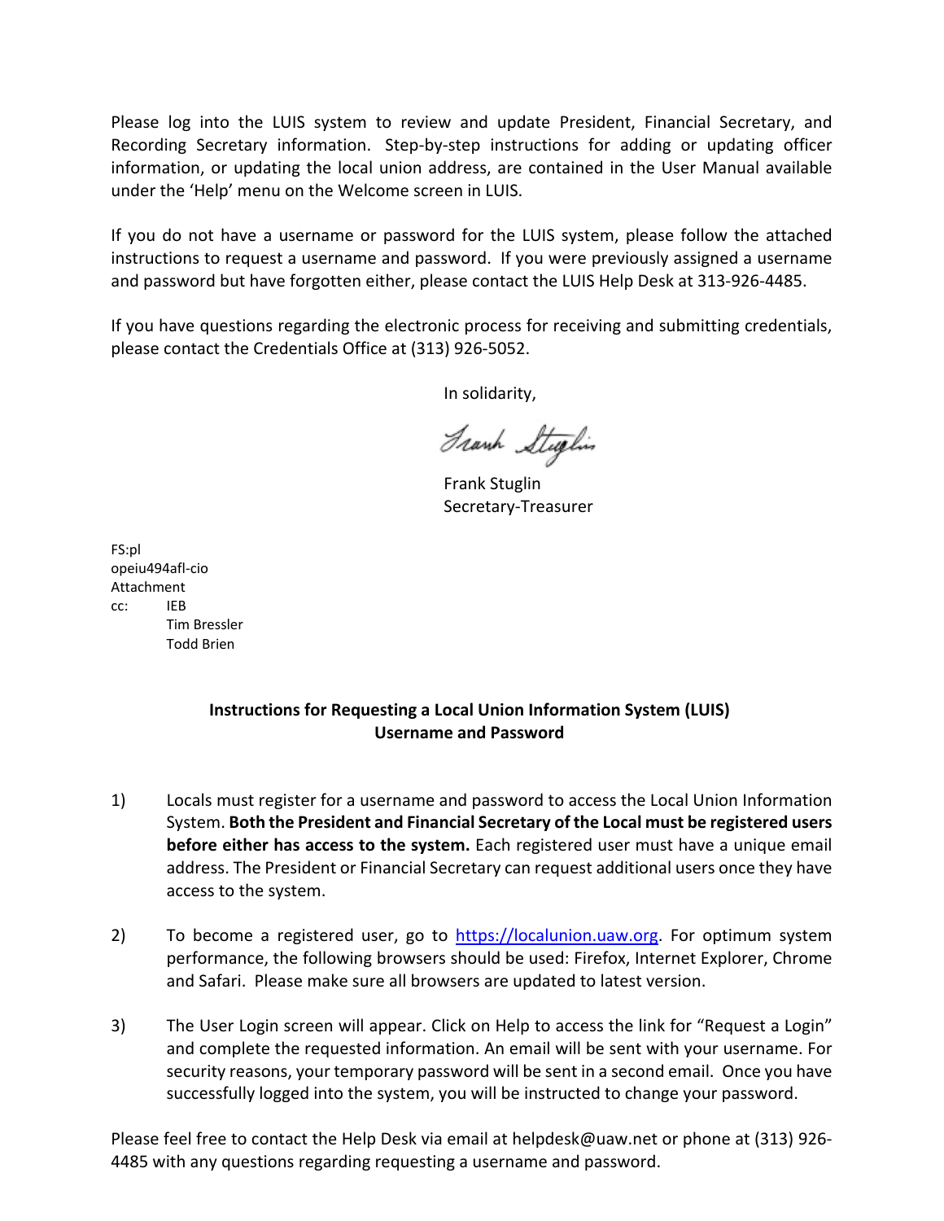Please log into the LUIS system to review and update President, Financial Secretary, and Recording Secretary information. Step-by-step instructions for adding or updating officer information, or updating the local union address, are contained in the User Manual available under the 'Help' menu on the Welcome screen in LUIS.

If you do not have a username or password for the LUIS system, please follow the attached instructions to request a username and password. If you were previously assigned a username and password but have forgotten either, please contact the LUIS Help Desk at 313-926-4485.

If you have questions regarding the electronic process for receiving and submitting credentials, please contact the Credentials Office at (313) 926-5052.

In solidarity,

Frank Stuglin
Secretary-Treasurer

FS:pl
opeiu494afl-cio
Attachment
cc: IEB
Tim Bressler
Todd Brien

**Instructions for Requesting a Local Union Information System (LUIS) Username and Password**

1) Locals must register for a username and password to access the Local Union Information System. **Both the President and Financial Secretary of the Local must be registered users before either has access to the system.** Each registered user must have a unique email address. The President or Financial Secretary can request additional users once they have access to the system.

2) To become a registered user, go to https://localunion.uaw.org. For optimum system performance, the following browsers should be used: Firefox, Internet Explorer, Chrome and Safari. Please make sure all browsers are updated to latest version.

3) The User Login screen will appear. Click on Help to access the link for "Request a Login" and complete the requested information. An email will be sent with your username. For security reasons, your temporary password will be sent in a second email. Once you have successfully logged into the system, you will be instructed to change your password.

Please feel free to contact the Help Desk via email at helpdesk@uaw.net or phone at (313) 926-4485 with any questions regarding requesting a username and password.